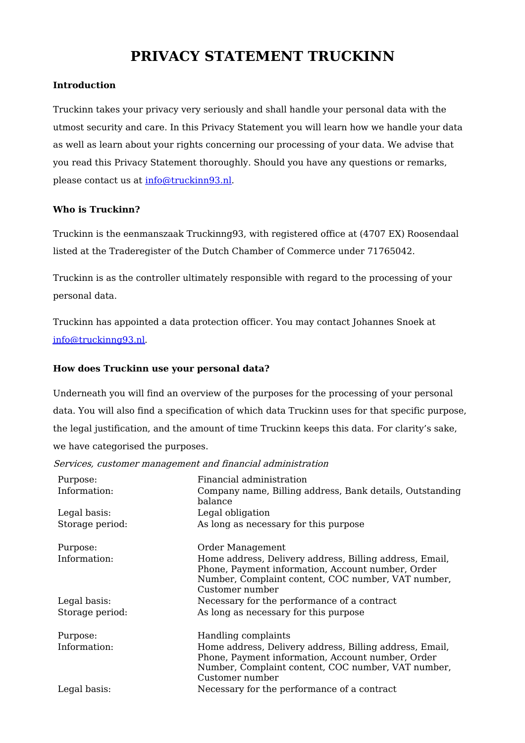# PRIVACY STATEMENT TRUCKINN

**Introduction**

Truckinn takes your privacy very seriously and shall handle your personal data with the utmost security and care. In this Privacy Statement you will learn how we handle your data as well as learn about your rights concerning our processing of your data. We advise that you read this Privacy Statement thoroughly. Should you have any questions or remarks, please contact us at info@truckinn93.nl.

**Who is Truckinn?**

Truckinn is the eenmanszaak Truckinng93, with registered office at (4707 EX) Roosendaal listed at the Traderegister of the Dutch Chamber of Commerce under 71765042.

Truckinn is as the controller ultimately responsible with regard to the processing of your personal data.

Truckinn has appointed a data protection officer. You may contact Johannes Snoek at info@truckinng93.nl.

**How does Truckinn use your personal data?**

Underneath you will find an overview of the purposes for the processing of your personal data. You will also find a specification of which data Truckinn uses for that specific purpose, the legal justification, and the amount of time Truckinn keeps this data. For clarity's sake, we have categorised the purposes.

*Services, customer management and financial administration*

| | |
|---|---|
| Purpose: | Financial administration |
| Information: | Company name, Billing address, Bank details, Outstanding balance |
| Legal basis: | Legal obligation |
| Storage period: | As long as necessary for this purpose |

| | |
|---|---|
| Purpose: | Order Management |
| Information: | Home address, Delivery address, Billing address, Email, Phone, Payment information, Account number, Order Number, Complaint content, COC number, VAT number, Customer number |
| Legal basis: | Necessary for the performance of a contract |
| Storage period: | As long as necessary for this purpose |

| | |
|---|---|
| Purpose: | Handling complaints |
| Information: | Home address, Delivery address, Billing address, Email, Phone, Payment information, Account number, Order Number, Complaint content, COC number, VAT number, Customer number |
| Legal basis: | Necessary for the performance of a contract |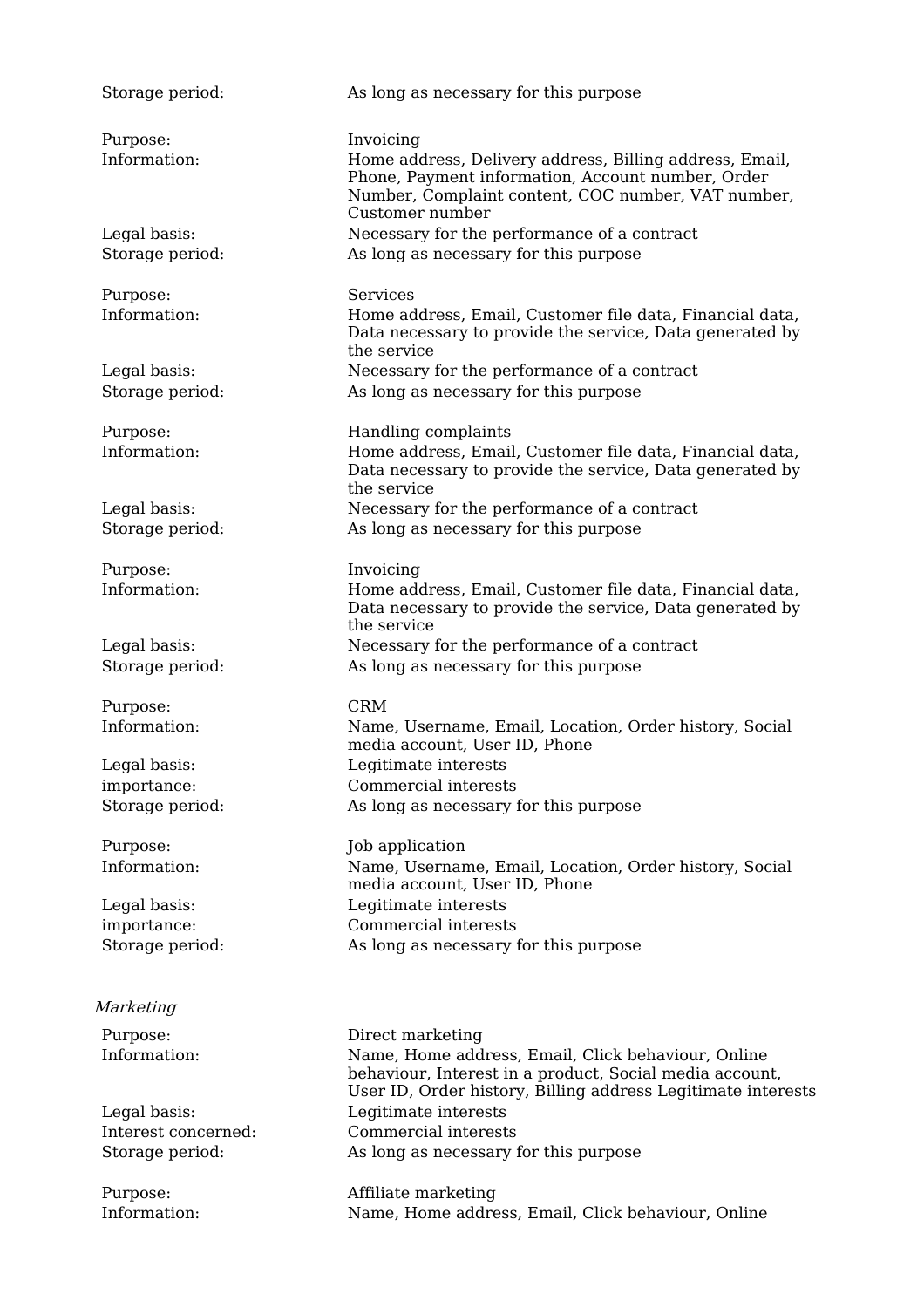Storage period: As long as necessary for this purpose

Purpose: Invoicing
Information: Home address, Delivery address, Billing address, Email, Phone, Payment information, Account number, Order Number, Complaint content, COC number, VAT number, Customer number
Legal basis: Necessary for the performance of a contract
Storage period: As long as necessary for this purpose

Purpose: Services
Information: Home address, Email, Customer file data, Financial data, Data necessary to provide the service, Data generated by the service
Legal basis: Necessary for the performance of a contract
Storage period: As long as necessary for this purpose

Purpose: Handling complaints
Information: Home address, Email, Customer file data, Financial data, Data necessary to provide the service, Data generated by the service
Legal basis: Necessary for the performance of a contract
Storage period: As long as necessary for this purpose

Purpose: Invoicing
Information: Home address, Email, Customer file data, Financial data, Data necessary to provide the service, Data generated by the service
Legal basis: Necessary for the performance of a contract
Storage period: As long as necessary for this purpose

Purpose: CRM
Information: Name, Username, Email, Location, Order history, Social media account, User ID, Phone
Legal basis: Legitimate interests
importance: Commercial interests
Storage period: As long as necessary for this purpose

Purpose: Job application
Information: Name, Username, Email, Location, Order history, Social media account, User ID, Phone
Legal basis: Legitimate interests
importance: Commercial interests
Storage period: As long as necessary for this purpose

*Marketing*

Purpose: Direct marketing
Information: Name, Home address, Email, Click behaviour, Online behaviour, Interest in a product, Social media account, User ID, Order history, Billing address Legitimate interests
Legal basis: Legitimate interests
Interest concerned: Commercial interests
Storage period: As long as necessary for this purpose

Purpose: Affiliate marketing
Information: Name, Home address, Email, Click behaviour, Online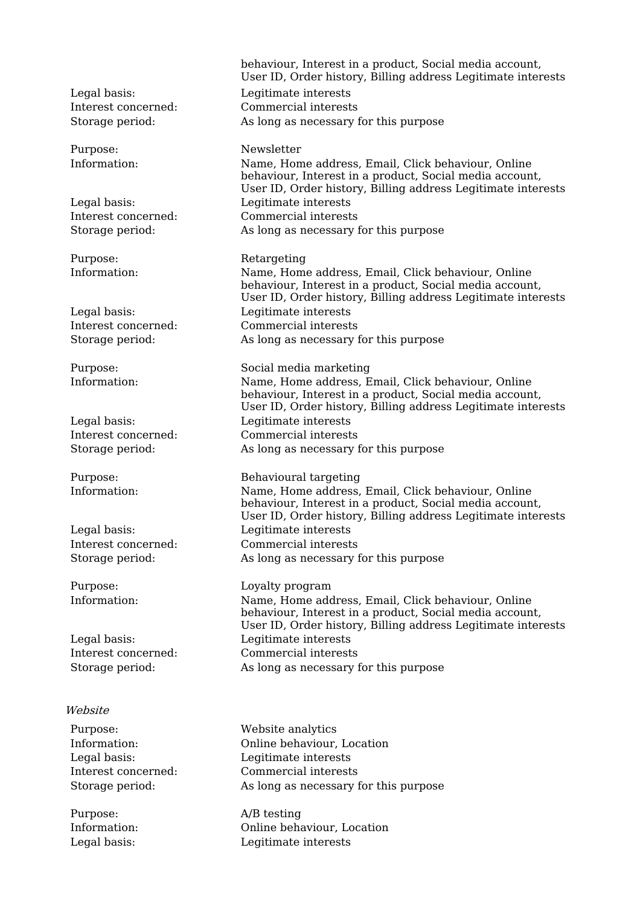| | |
|---|---|
| | behaviour, Interest in a product, Social media account, User ID, Order history, Billing address Legitimate interests |
| Legal basis: | Legitimate interests |
| Interest concerned: | Commercial interests |
| Storage period: | As long as necessary for this purpose |

| | |
|---|---|
| Purpose: | Newsletter |
| Information: | Name, Home address, Email, Click behaviour, Online behaviour, Interest in a product, Social media account, User ID, Order history, Billing address Legitimate interests |
| Legal basis: | Legitimate interests |
| Interest concerned: | Commercial interests |
| Storage period: | As long as necessary for this purpose |

| | |
|---|---|
| Purpose: | Retargeting |
| Information: | Name, Home address, Email, Click behaviour, Online behaviour, Interest in a product, Social media account, User ID, Order history, Billing address Legitimate interests |
| Legal basis: | Legitimate interests |
| Interest concerned: | Commercial interests |
| Storage period: | As long as necessary for this purpose |

| | |
|---|---|
| Purpose: | Social media marketing |
| Information: | Name, Home address, Email, Click behaviour, Online behaviour, Interest in a product, Social media account, User ID, Order history, Billing address Legitimate interests |
| Legal basis: | Legitimate interests |
| Interest concerned: | Commercial interests |
| Storage period: | As long as necessary for this purpose |

| | |
|---|---|
| Purpose: | Behavioural targeting |
| Information: | Name, Home address, Email, Click behaviour, Online behaviour, Interest in a product, Social media account, User ID, Order history, Billing address Legitimate interests |
| Legal basis: | Legitimate interests |
| Interest concerned: | Commercial interests |
| Storage period: | As long as necessary for this purpose |

| | |
|---|---|
| Purpose: | Loyalty program |
| Information: | Name, Home address, Email, Click behaviour, Online behaviour, Interest in a product, Social media account, User ID, Order history, Billing address Legitimate interests |
| Legal basis: | Legitimate interests |
| Interest concerned: | Commercial interests |
| Storage period: | As long as necessary for this purpose |

*Website*

| | |
|---|---|
| Purpose: | Website analytics |
| Information: | Online behaviour, Location |
| Legal basis: | Legitimate interests |
| Interest concerned: | Commercial interests |
| Storage period: | As long as necessary for this purpose |

| | |
|---|---|
| Purpose: | A/B testing |
| Information: | Online behaviour, Location |
| Legal basis: | Legitimate interests |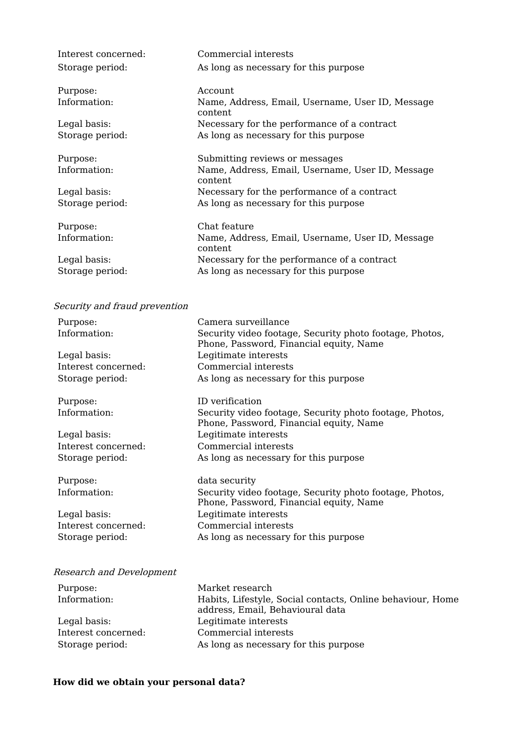| | |
|---|---|
| Interest concerned: | Commercial interests |
| Storage period: | As long as necessary for this purpose |

| | |
|---|---|
| Purpose: | Account |
| Information: | Name, Address, Email, Username, User ID, Message content |
| Legal basis: | Necessary for the performance of a contract |
| Storage period: | As long as necessary for this purpose |

| | |
|---|---|
| Purpose: | Submitting reviews or messages |
| Information: | Name, Address, Email, Username, User ID, Message content |
| Legal basis: | Necessary for the performance of a contract |
| Storage period: | As long as necessary for this purpose |

| | |
|---|---|
| Purpose: | Chat feature |
| Information: | Name, Address, Email, Username, User ID, Message content |
| Legal basis: | Necessary for the performance of a contract |
| Storage period: | As long as necessary for this purpose |

*Security and fraud prevention*

| | |
|---|---|
| Purpose: | Camera surveillance |
| Information: | Security video footage, Security photo footage, Photos, Phone, Password, Financial equity, Name |
| Legal basis: | Legitimate interests |
| Interest concerned: | Commercial interests |
| Storage period: | As long as necessary for this purpose |

| | |
|---|---|
| Purpose: | ID verification |
| Information: | Security video footage, Security photo footage, Photos, Phone, Password, Financial equity, Name |
| Legal basis: | Legitimate interests |
| Interest concerned: | Commercial interests |
| Storage period: | As long as necessary for this purpose |

| | |
|---|---|
| Purpose: | data security |
| Information: | Security video footage, Security photo footage, Photos, Phone, Password, Financial equity, Name |
| Legal basis: | Legitimate interests |
| Interest concerned: | Commercial interests |
| Storage period: | As long as necessary for this purpose |

*Research and Development*

| | |
|---|---|
| Purpose: | Market research |
| Information: | Habits, Lifestyle, Social contacts, Online behaviour, Home address, Email, Behavioural data |
| Legal basis: | Legitimate interests |
| Interest concerned: | Commercial interests |
| Storage period: | As long as necessary for this purpose |

**How did we obtain your personal data?**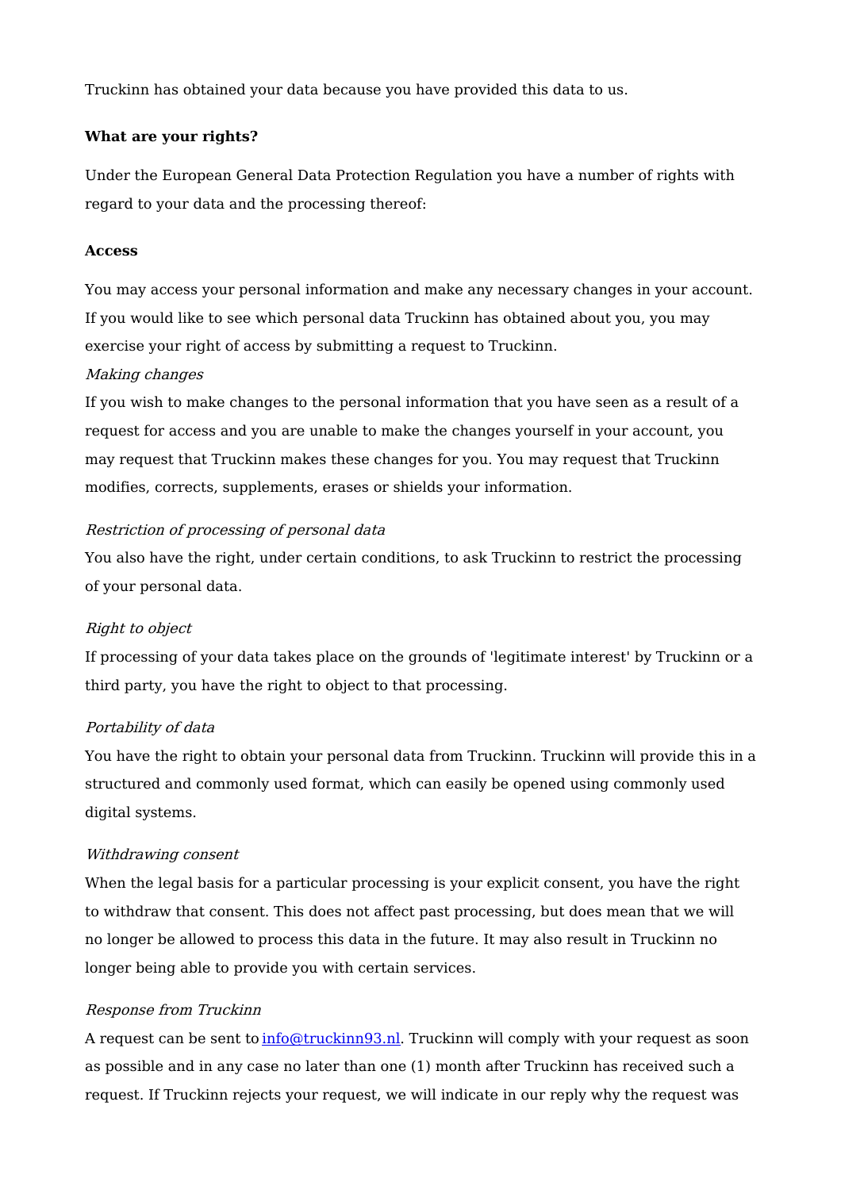Truckinn has obtained your data because you have provided this data to us.

**What are your rights?**

Under the European General Data Protection Regulation you have a number of rights with regard to your data and the processing thereof:

**Access**

You may access your personal information and make any necessary changes in your account. If you would like to see which personal data Truckinn has obtained about you, you may exercise your right of access by submitting a request to Truckinn.

*Making changes*

If you wish to make changes to the personal information that you have seen as a result of a request for access and you are unable to make the changes yourself in your account, you may request that Truckinn makes these changes for you. You may request that Truckinn modifies, corrects, supplements, erases or shields your information.

*Restriction of processing of personal data*

You also have the right, under certain conditions, to ask Truckinn to restrict the processing of your personal data.

*Right to object*

If processing of your data takes place on the grounds of 'legitimate interest' by Truckinn or a third party, you have the right to object to that processing.

*Portability of data*

You have the right to obtain your personal data from Truckinn. Truckinn will provide this in a structured and commonly used format, which can easily be opened using commonly used digital systems.

*Withdrawing consent*

When the legal basis for a particular processing is your explicit consent, you have the right to withdraw that consent. This does not affect past processing, but does mean that we will no longer be allowed to process this data in the future. It may also result in Truckinn no longer being able to provide you with certain services.

*Response from Truckinn*

A request can be sent to [info@truckinn93.nl](mailto:info@truckinn93.nl). Truckinn will comply with your request as soon as possible and in any case no later than one (1) month after Truckinn has received such a request. If Truckinn rejects your request, we will indicate in our reply why the request was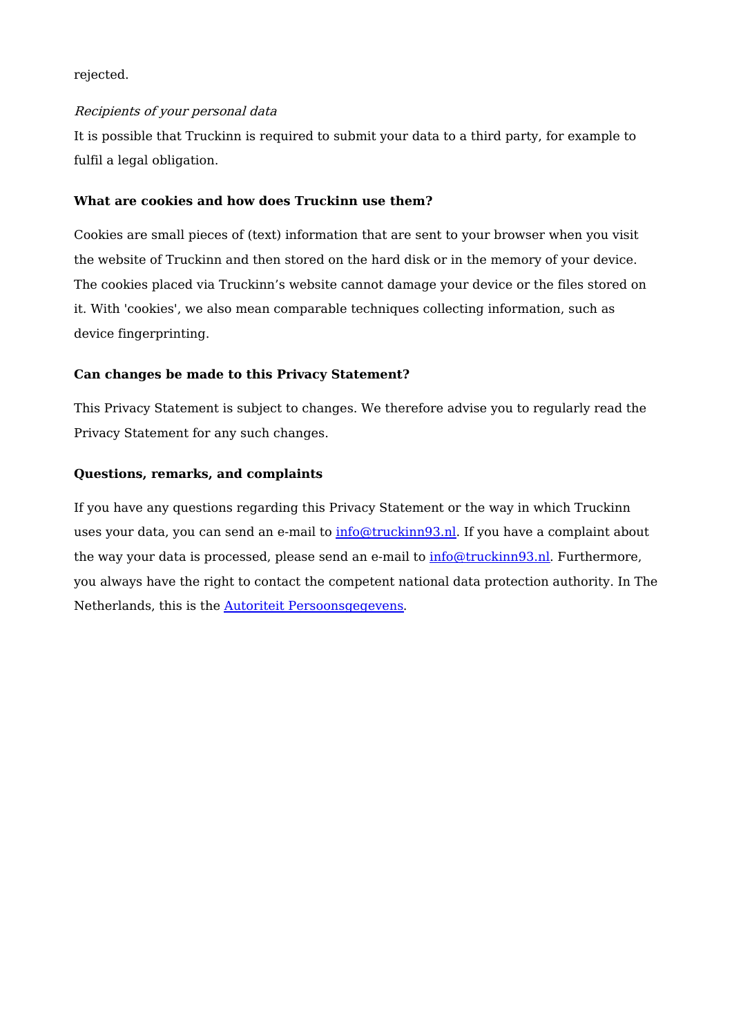rejected.

*Recipients of your personal data*

It is possible that Truckinn is required to submit your data to a third party, for example to fulfil a legal obligation.

**What are cookies and how does Truckinn use them?**

Cookies are small pieces of (text) information that are sent to your browser when you visit the website of Truckinn and then stored on the hard disk or in the memory of your device. The cookies placed via Truckinn's website cannot damage your device or the files stored on it. With 'cookies', we also mean comparable techniques collecting information, such as device fingerprinting.

**Can changes be made to this Privacy Statement?**

This Privacy Statement is subject to changes. We therefore advise you to regularly read the Privacy Statement for any such changes.

**Questions, remarks, and complaints**

If you have any questions regarding this Privacy Statement or the way in which Truckinn uses your data, you can send an e-mail to info@truckinn93.nl. If you have a complaint about the way your data is processed, please send an e-mail to info@truckinn93.nl. Furthermore, you always have the right to contact the competent national data protection authority. In The Netherlands, this is the Autoriteit Persoonsgegevens.